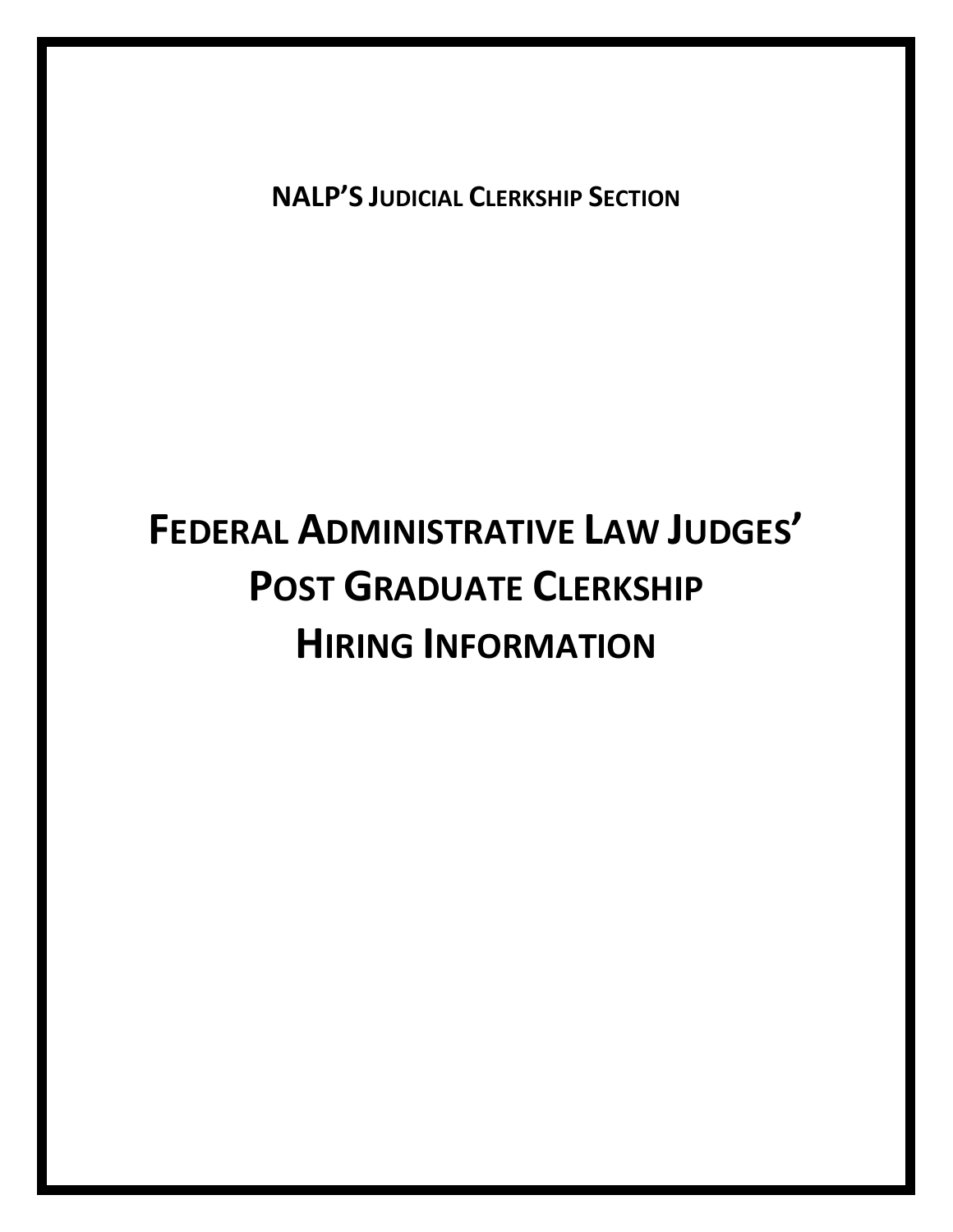**NALP'S JUDICIAL CLERKSHIP SECTION**

# FEDERAL ADMINISTRATIVE LAW JUDGES' POST GRADUATE CLERKSHIP HIRING INFORMATION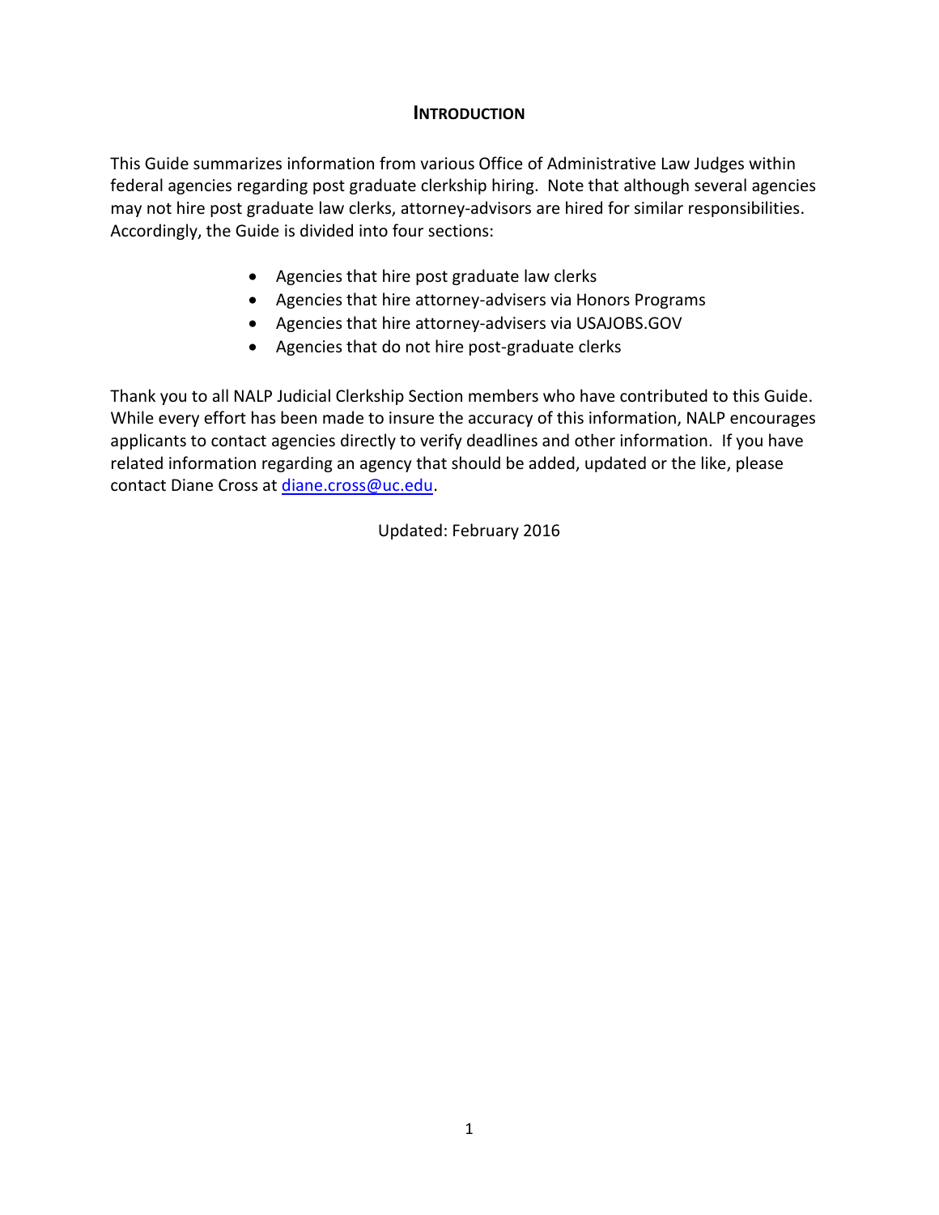## INTRODUCTION

This Guide summarizes information from various Office of Administrative Law Judges within federal agencies regarding post graduate clerkship hiring. Note that although several agencies may not hire post graduate law clerks, attorney-advisors are hired for similar responsibilities. Accordingly, the Guide is divided into four sections:

- Agencies that hire post graduate law clerks
- Agencies that hire attorney-advisers via Honors Programs
- Agencies that hire attorney-advisers via USAJOBS.GOV
- Agencies that do not hire post-graduate clerks

Thank you to all NALP Judicial Clerkship Section members who have contributed to this Guide. While every effort has been made to insure the accuracy of this information, NALP encourages applicants to contact agencies directly to verify deadlines and other information. If you have related information regarding an agency that should be added, updated or the like, please contact Diane Cross at diane.cross@uc.edu.

Updated: February 2016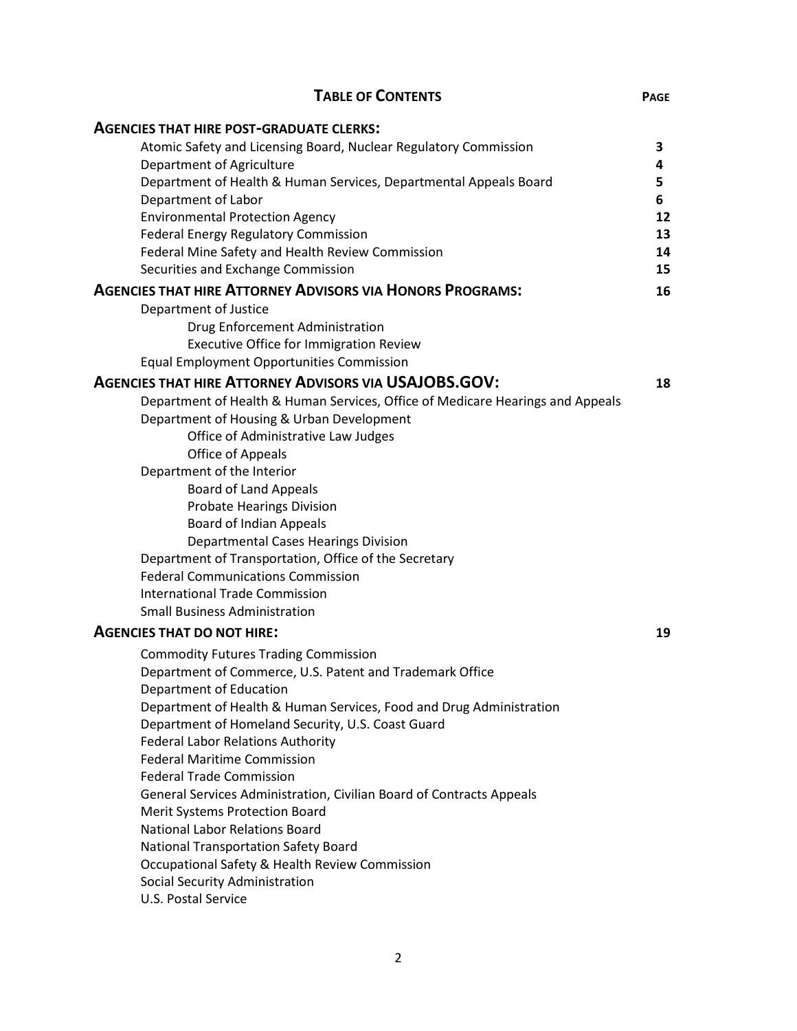## TABLE OF CONTENTS

| | PAGE |
|---|---|
| **AGENCIES THAT HIRE POST-GRADUATE CLERKS:** | |
| Atomic Safety and Licensing Board, Nuclear Regulatory Commission | **3** |
| Department of Agriculture | **4** |
| Department of Health & Human Services, Departmental Appeals Board | **5** |
| Department of Labor | **6** |
| Environmental Protection Agency | **12** |
| Federal Energy Regulatory Commission | **13** |
| Federal Mine Safety and Health Review Commission | **14** |
| Securities and Exchange Commission | **15** |
| **AGENCIES THAT HIRE ATTORNEY ADVISORS VIA HONORS PROGRAMS:** | **16** |
| Department of Justice | |
| Drug Enforcement Administration | |
| Executive Office for Immigration Review | |
| Equal Employment Opportunities Commission | |
| **AGENCIES THAT HIRE ATTORNEY ADVISORS VIA USAJOBS.GOV:** | **18** |
| Department of Health & Human Services, Office of Medicare Hearings and Appeals | |
| Department of Housing & Urban Development | |
| Office of Administrative Law Judges | |
| Office of Appeals | |
| Department of the Interior | |
| Board of Land Appeals | |
| Probate Hearings Division | |
| Board of Indian Appeals | |
| Departmental Cases Hearings Division | |
| Department of Transportation, Office of the Secretary | |
| Federal Communications Commission | |
| International Trade Commission | |
| Small Business Administration | |
| **AGENCIES THAT DO NOT HIRE:** | **19** |
| Commodity Futures Trading Commission | |
| Department of Commerce, U.S. Patent and Trademark Office | |
| Department of Education | |
| Department of Health & Human Services, Food and Drug Administration | |
| Department of Homeland Security, U.S. Coast Guard | |
| Federal Labor Relations Authority | |
| Federal Maritime Commission | |
| Federal Trade Commission | |
| General Services Administration, Civilian Board of Contracts Appeals | |
| Merit Systems Protection Board | |
| National Labor Relations Board | |
| National Transportation Safety Board | |
| Occupational Safety & Health Review Commission | |
| Social Security Administration | |
| U.S. Postal Service | |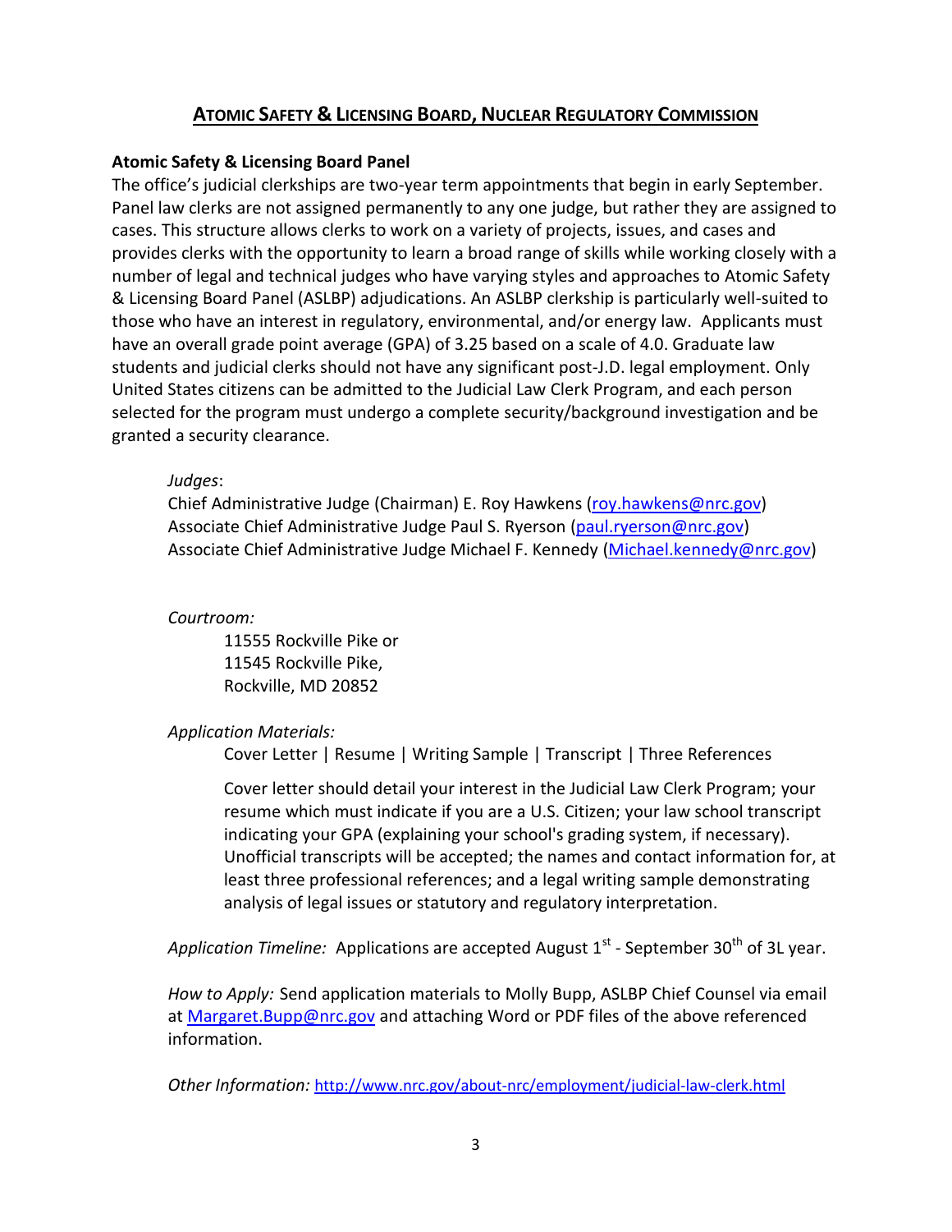## ATOMIC SAFETY & LICENSING BOARD, NUCLEAR REGULATORY COMMISSION

**Atomic Safety & Licensing Board Panel**

The office's judicial clerkships are two-year term appointments that begin in early September. Panel law clerks are not assigned permanently to any one judge, but rather they are assigned to cases. This structure allows clerks to work on a variety of projects, issues, and cases and provides clerks with the opportunity to learn a broad range of skills while working closely with a number of legal and technical judges who have varying styles and approaches to Atomic Safety & Licensing Board Panel (ASLBP) adjudications. An ASLBP clerkship is particularly well-suited to those who have an interest in regulatory, environmental, and/or energy law. Applicants must have an overall grade point average (GPA) of 3.25 based on a scale of 4.0. Graduate law students and judicial clerks should not have any significant post-J.D. legal employment. Only United States citizens can be admitted to the Judicial Law Clerk Program, and each person selected for the program must undergo a complete security/background investigation and be granted a security clearance.

*Judges*:
Chief Administrative Judge (Chairman) E. Roy Hawkens (roy.hawkens@nrc.gov)
Associate Chief Administrative Judge Paul S. Ryerson (paul.ryerson@nrc.gov)
Associate Chief Administrative Judge Michael F. Kennedy (Michael.kennedy@nrc.gov)

*Courtroom:*
11555 Rockville Pike or
11545 Rockville Pike,
Rockville, MD 20852

*Application Materials:*
Cover Letter | Resume | Writing Sample | Transcript | Three References

Cover letter should detail your interest in the Judicial Law Clerk Program; your resume which must indicate if you are a U.S. Citizen; your law school transcript indicating your GPA (explaining your school's grading system, if necessary). Unofficial transcripts will be accepted; the names and contact information for, at least three professional references; and a legal writing sample demonstrating analysis of legal issues or statutory and regulatory interpretation.

*Application Timeline:* Applications are accepted August 1st - September 30th of 3L year.

*How to Apply:* Send application materials to Molly Bupp, ASLBP Chief Counsel via email at Margaret.Bupp@nrc.gov and attaching Word or PDF files of the above referenced information.

*Other Information:* http://www.nrc.gov/about-nrc/employment/judicial-law-clerk.html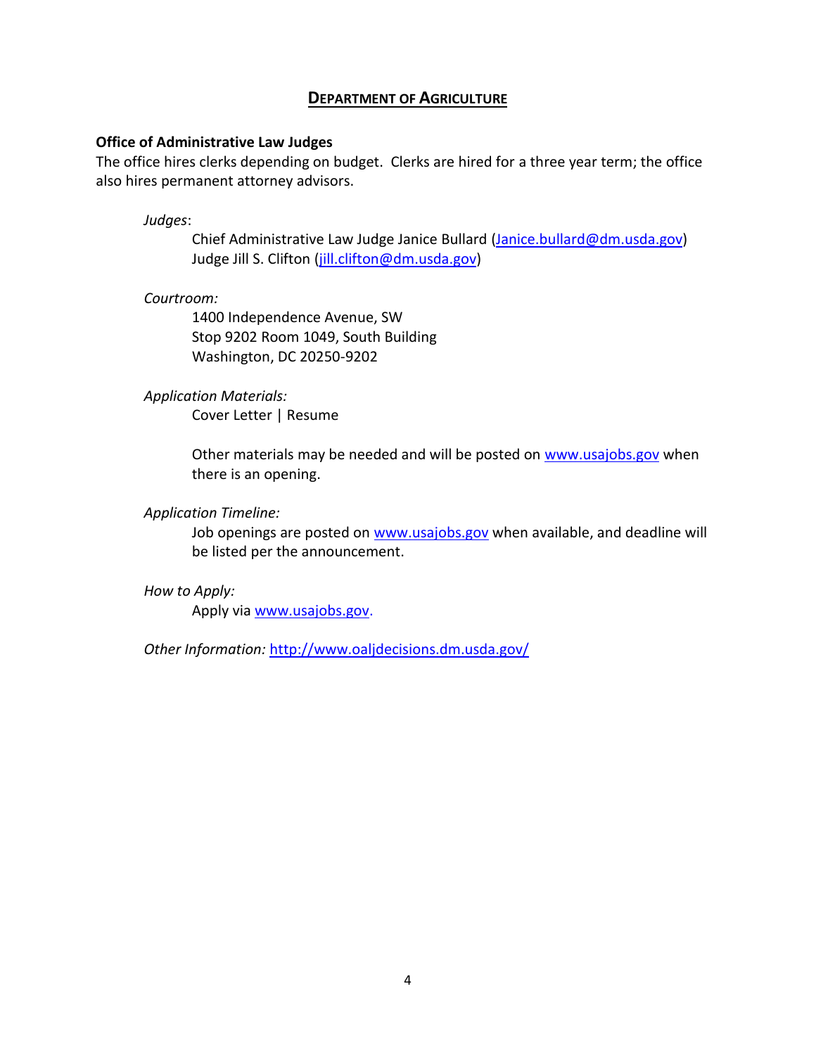## DEPARTMENT OF AGRICULTURE

**Office of Administrative Law Judges**

The office hires clerks depending on budget. Clerks are hired for a three year term; the office also hires permanent attorney advisors.

*Judges*:

Chief Administrative Law Judge Janice Bullard (Janice.bullard@dm.usda.gov)
Judge Jill S. Clifton (jill.clifton@dm.usda.gov)

*Courtroom:*

1400 Independence Avenue, SW
Stop 9202 Room 1049, South Building
Washington, DC 20250-9202

*Application Materials:*

Cover Letter | Resume

Other materials may be needed and will be posted on www.usajobs.gov when there is an opening.

*Application Timeline:*

Job openings are posted on www.usajobs.gov when available, and deadline will be listed per the announcement.

*How to Apply:*

Apply via www.usajobs.gov.

*Other Information:* http://www.oaljdecisions.dm.usda.gov/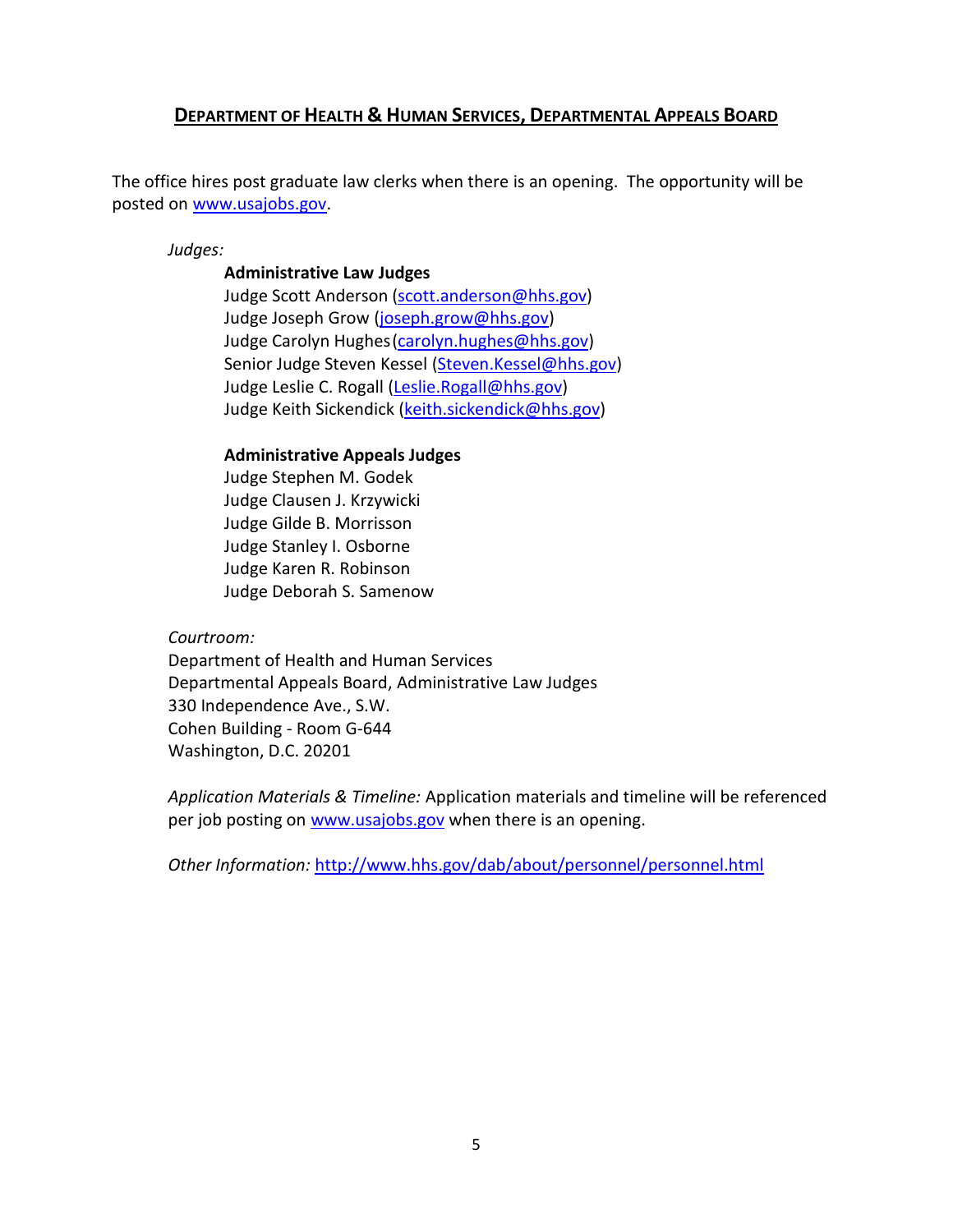## DEPARTMENT OF HEALTH & HUMAN SERVICES, DEPARTMENTAL APPEALS BOARD

The office hires post graduate law clerks when there is an opening. The opportunity will be posted on www.usajobs.gov.

*Judges:*

**Administrative Law Judges**
Judge Scott Anderson (scott.anderson@hhs.gov)
Judge Joseph Grow (joseph.grow@hhs.gov)
Judge Carolyn Hughes (carolyn.hughes@hhs.gov)
Senior Judge Steven Kessel (Steven.Kessel@hhs.gov)
Judge Leslie C. Rogall (Leslie.Rogall@hhs.gov)
Judge Keith Sickendick (keith.sickendick@hhs.gov)

**Administrative Appeals Judges**
Judge Stephen M. Godek
Judge Clausen J. Krzywicki
Judge Gilde B. Morrisson
Judge Stanley I. Osborne
Judge Karen R. Robinson
Judge Deborah S. Samenow

*Courtroom:*
Department of Health and Human Services
Departmental Appeals Board, Administrative Law Judges
330 Independence Ave., S.W.
Cohen Building - Room G-644
Washington, D.C. 20201

*Application Materials & Timeline:* Application materials and timeline will be referenced per job posting on www.usajobs.gov when there is an opening.

*Other Information:* http://www.hhs.gov/dab/about/personnel/personnel.html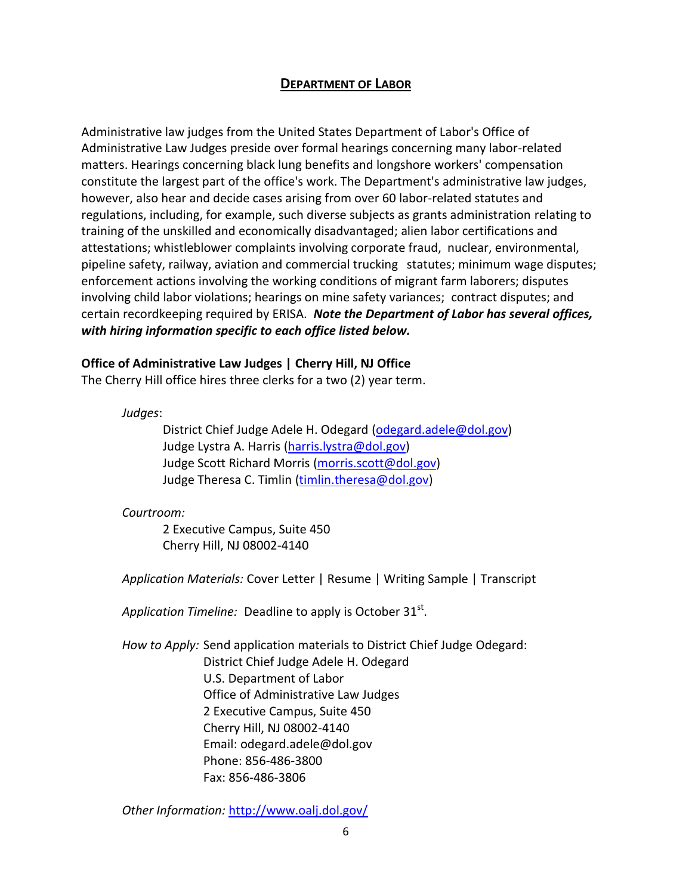## DEPARTMENT OF LABOR

Administrative law judges from the United States Department of Labor's Office of Administrative Law Judges preside over formal hearings concerning many labor-related matters. Hearings concerning black lung benefits and longshore workers' compensation constitute the largest part of the office's work. The Department's administrative law judges, however, also hear and decide cases arising from over 60 labor-related statutes and regulations, including, for example, such diverse subjects as grants administration relating to training of the unskilled and economically disadvantaged; alien labor certifications and attestations; whistleblower complaints involving corporate fraud, nuclear, environmental, pipeline safety, railway, aviation and commercial trucking statutes; minimum wage disputes; enforcement actions involving the working conditions of migrant farm laborers; disputes involving child labor violations; hearings on mine safety variances; contract disputes; and certain recordkeeping required by ERISA. ***Note the Department of Labor has several offices, with hiring information specific to each office listed below.***

**Office of Administrative Law Judges | Cherry Hill, NJ Office**

The Cherry Hill office hires three clerks for a two (2) year term.

*Judges*:

District Chief Judge Adele H. Odegard (odegard.adele@dol.gov)
Judge Lystra A. Harris (harris.lystra@dol.gov)
Judge Scott Richard Morris (morris.scott@dol.gov)
Judge Theresa C. Timlin (timlin.theresa@dol.gov)

*Courtroom:*

2 Executive Campus, Suite 450
Cherry Hill, NJ 08002-4140

*Application Materials:* Cover Letter | Resume | Writing Sample | Transcript

*Application Timeline:* Deadline to apply is October 31st.

*How to Apply:* Send application materials to District Chief Judge Odegard:

District Chief Judge Adele H. Odegard
U.S. Department of Labor
Office of Administrative Law Judges
2 Executive Campus, Suite 450
Cherry Hill, NJ 08002-4140
Email: odegard.adele@dol.gov
Phone: 856-486-3800
Fax: 856-486-3806

*Other Information:* http://www.oalj.dol.gov/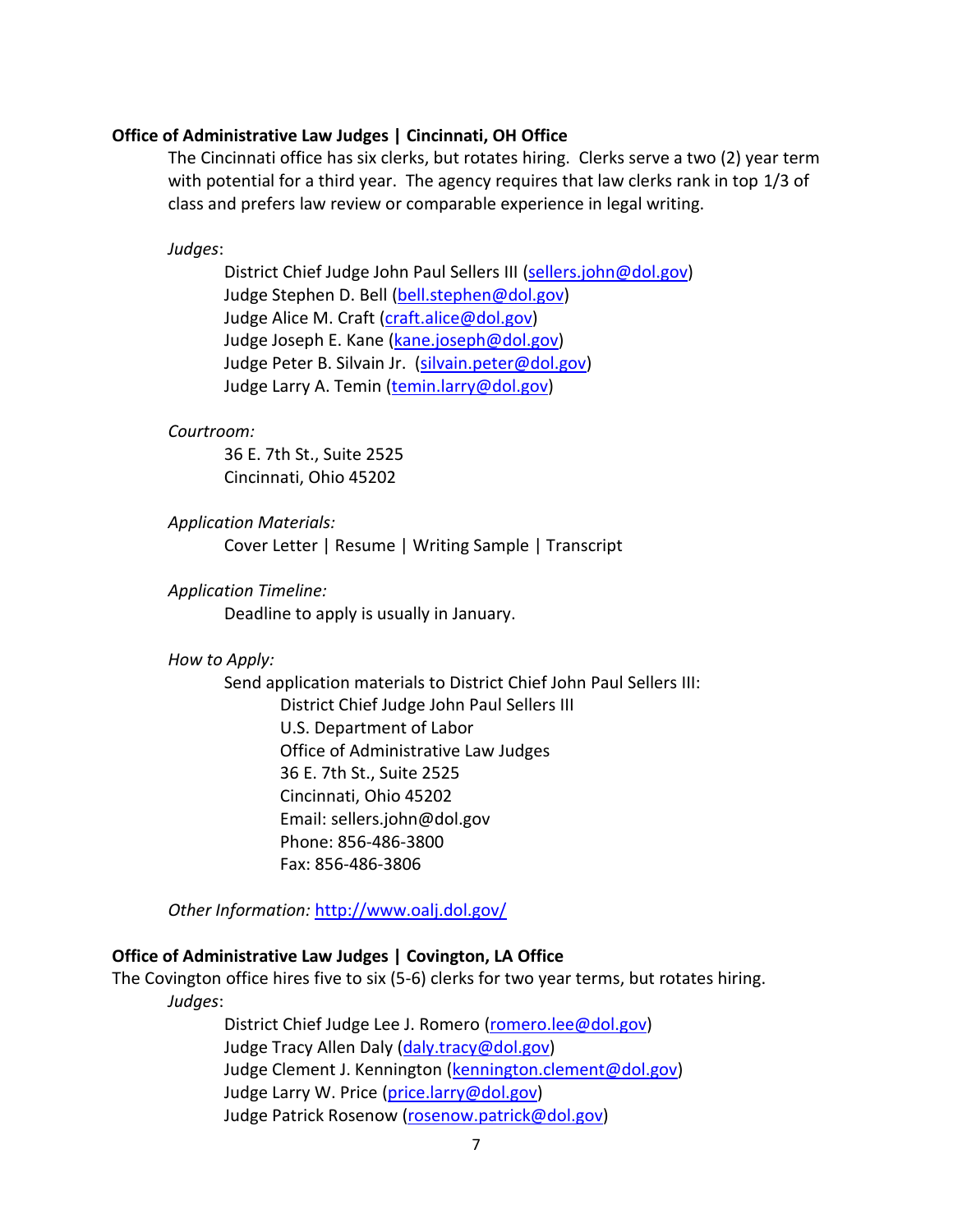**Office of Administrative Law Judges | Cincinnati, OH Office**

The Cincinnati office has six clerks, but rotates hiring. Clerks serve a two (2) year term with potential for a third year. The agency requires that law clerks rank in top 1/3 of class and prefers law review or comparable experience in legal writing.

*Judges*:

District Chief Judge John Paul Sellers III (sellers.john@dol.gov)
Judge Stephen D. Bell (bell.stephen@dol.gov)
Judge Alice M. Craft (craft.alice@dol.gov)
Judge Joseph E. Kane (kane.joseph@dol.gov)
Judge Peter B. Silvain Jr. (silvain.peter@dol.gov)
Judge Larry A. Temin (temin.larry@dol.gov)

*Courtroom:*

36 E. 7th St., Suite 2525
Cincinnati, Ohio 45202

*Application Materials:*

Cover Letter | Resume | Writing Sample | Transcript

*Application Timeline:*

Deadline to apply is usually in January.

*How to Apply:*

Send application materials to District Chief John Paul Sellers III:

District Chief Judge John Paul Sellers III
U.S. Department of Labor
Office of Administrative Law Judges
36 E. 7th St., Suite 2525
Cincinnati, Ohio 45202
Email: sellers.john@dol.gov
Phone: 856-486-3800
Fax: 856-486-3806

*Other Information:* http://www.oalj.dol.gov/

**Office of Administrative Law Judges | Covington, LA Office**

The Covington office hires five to six (5-6) clerks for two year terms, but rotates hiring.

*Judges*:

District Chief Judge Lee J. Romero (romero.lee@dol.gov)
Judge Tracy Allen Daly (daly.tracy@dol.gov)
Judge Clement J. Kennington (kennington.clement@dol.gov)
Judge Larry W. Price (price.larry@dol.gov)
Judge Patrick Rosenow (rosenow.patrick@dol.gov)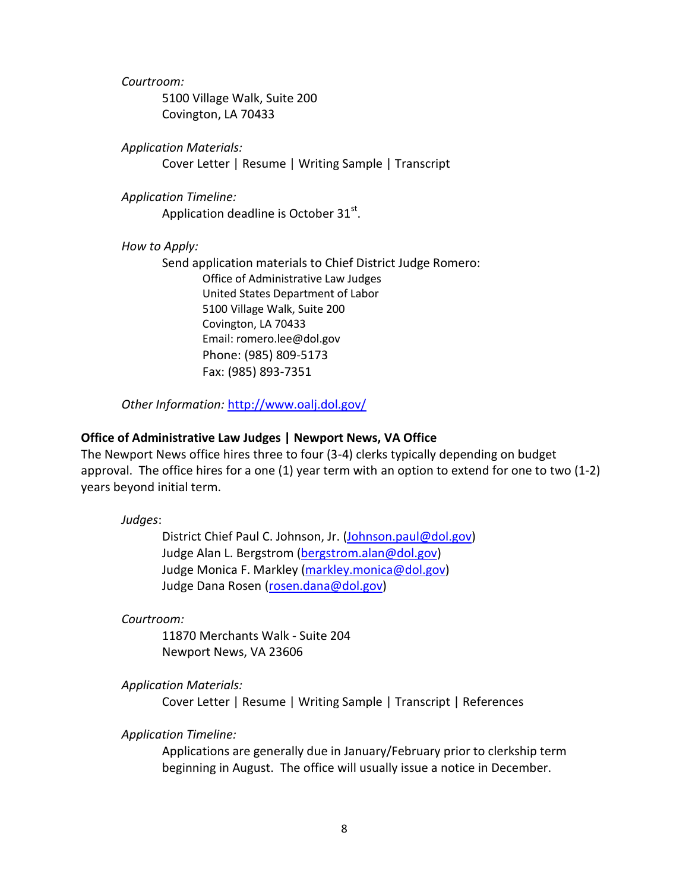*Courtroom:*

5100 Village Walk, Suite 200
Covington, LA 70433

*Application Materials:*

Cover Letter | Resume | Writing Sample | Transcript

*Application Timeline:*

Application deadline is October 31st.

*How to Apply:*

Send application materials to Chief District Judge Romero:

Office of Administrative Law Judges
United States Department of Labor
5100 Village Walk, Suite 200
Covington, LA 70433
Email: romero.lee@dol.gov
Phone: (985) 809-5173
Fax: (985) 893-7351

*Other Information:* http://www.oalj.dol.gov/

**Office of Administrative Law Judges | Newport News, VA Office**

The Newport News office hires three to four (3-4) clerks typically depending on budget approval. The office hires for a one (1) year term with an option to extend for one to two (1-2) years beyond initial term.

*Judges*:

District Chief Paul C. Johnson, Jr. (Johnson.paul@dol.gov)
Judge Alan L. Bergstrom (bergstrom.alan@dol.gov)
Judge Monica F. Markley (markley.monica@dol.gov)
Judge Dana Rosen (rosen.dana@dol.gov)

*Courtroom:*

11870 Merchants Walk - Suite 204
Newport News, VA 23606

*Application Materials:*

Cover Letter | Resume | Writing Sample | Transcript | References

*Application Timeline:*

Applications are generally due in January/February prior to clerkship term beginning in August. The office will usually issue a notice in December.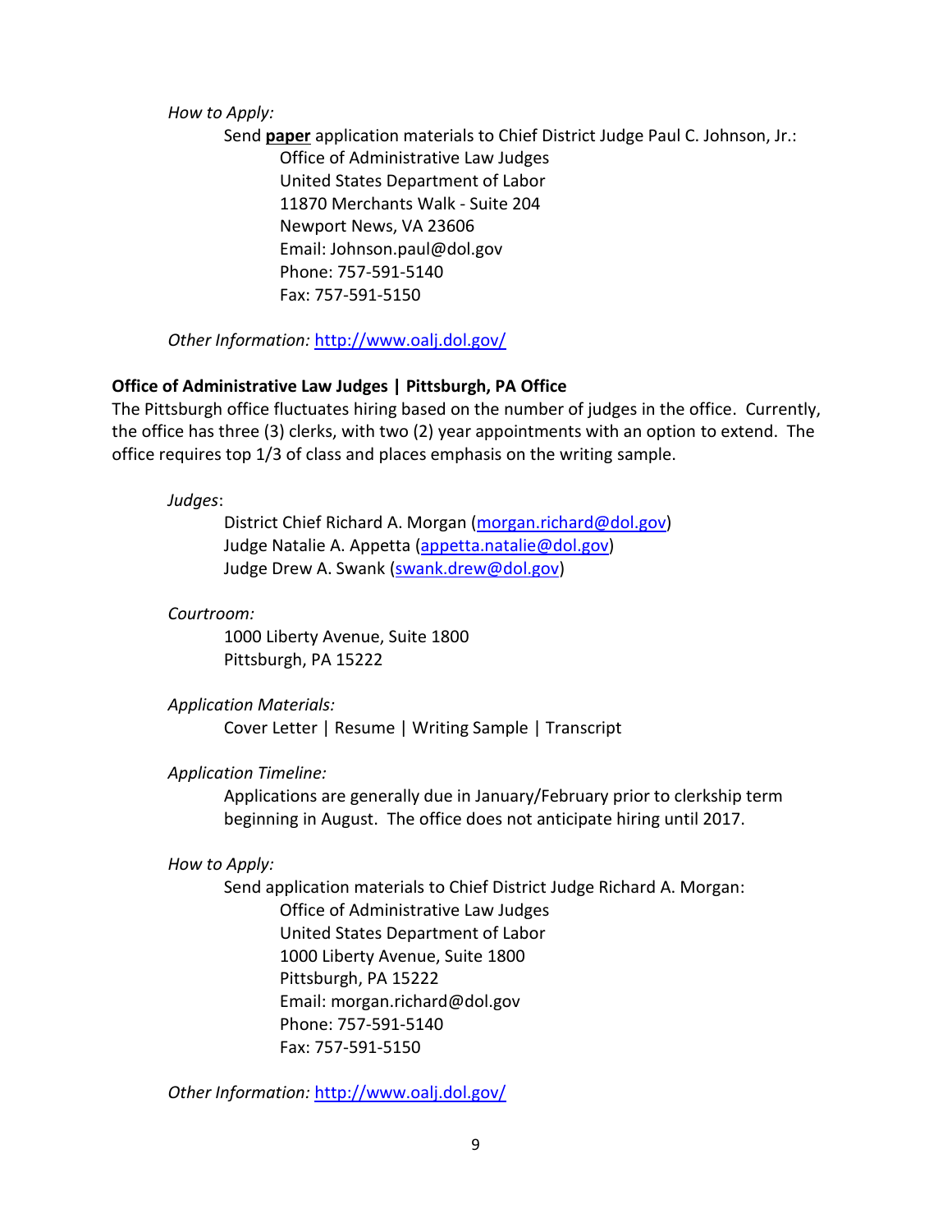*How to Apply:*

Send **paper** application materials to Chief District Judge Paul C. Johnson, Jr.:

Office of Administrative Law Judges
United States Department of Labor
11870 Merchants Walk - Suite 204
Newport News, VA 23606
Email: Johnson.paul@dol.gov
Phone: 757-591-5140
Fax: 757-591-5150

*Other Information:* http://www.oalj.dol.gov/

**Office of Administrative Law Judges | Pittsburgh, PA Office**

The Pittsburgh office fluctuates hiring based on the number of judges in the office. Currently, the office has three (3) clerks, with two (2) year appointments with an option to extend. The office requires top 1/3 of class and places emphasis on the writing sample.

*Judges*:

District Chief Richard A. Morgan (morgan.richard@dol.gov)
Judge Natalie A. Appetta (appetta.natalie@dol.gov)
Judge Drew A. Swank (swank.drew@dol.gov)

*Courtroom:*

1000 Liberty Avenue, Suite 1800
Pittsburgh, PA 15222

*Application Materials:*

Cover Letter | Resume | Writing Sample | Transcript

*Application Timeline:*

Applications are generally due in January/February prior to clerkship term beginning in August. The office does not anticipate hiring until 2017.

*How to Apply:*

Send application materials to Chief District Judge Richard A. Morgan:

Office of Administrative Law Judges
United States Department of Labor
1000 Liberty Avenue, Suite 1800
Pittsburgh, PA 15222
Email: morgan.richard@dol.gov
Phone: 757-591-5140
Fax: 757-591-5150

*Other Information:* http://www.oalj.dol.gov/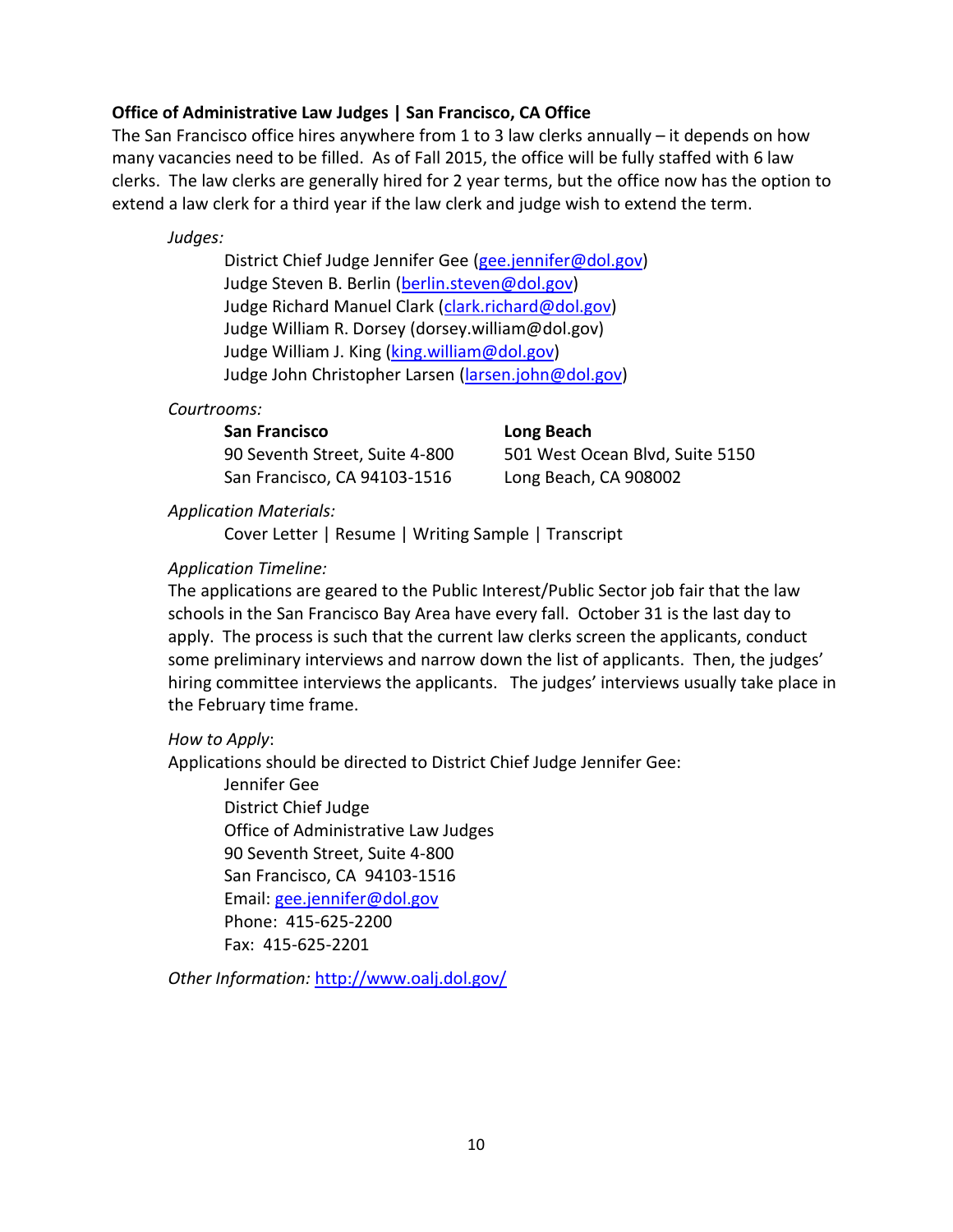**Office of Administrative Law Judges | San Francisco, CA Office**

The San Francisco office hires anywhere from 1 to 3 law clerks annually – it depends on how many vacancies need to be filled. As of Fall 2015, the office will be fully staffed with 6 law clerks. The law clerks are generally hired for 2 year terms, but the office now has the option to extend a law clerk for a third year if the law clerk and judge wish to extend the term.

*Judges:*

District Chief Judge Jennifer Gee (gee.jennifer@dol.gov)
Judge Steven B. Berlin (berlin.steven@dol.gov)
Judge Richard Manuel Clark (clark.richard@dol.gov)
Judge William R. Dorsey (dorsey.william@dol.gov)
Judge William J. King (king.william@dol.gov)
Judge John Christopher Larsen (larsen.john@dol.gov)

*Courtrooms:*

**San Francisco**
90 Seventh Street, Suite 4-800
San Francisco, CA 94103-1516

**Long Beach**
501 West Ocean Blvd, Suite 5150
Long Beach, CA 908002

*Application Materials:*

Cover Letter | Resume | Writing Sample | Transcript

*Application Timeline:*

The applications are geared to the Public Interest/Public Sector job fair that the law schools in the San Francisco Bay Area have every fall. October 31 is the last day to apply. The process is such that the current law clerks screen the applicants, conduct some preliminary interviews and narrow down the list of applicants. Then, the judges' hiring committee interviews the applicants. The judges' interviews usually take place in the February time frame.

*How to Apply*:

Applications should be directed to District Chief Judge Jennifer Gee:

Jennifer Gee
District Chief Judge
Office of Administrative Law Judges
90 Seventh Street, Suite 4-800
San Francisco, CA 94103-1516
Email: gee.jennifer@dol.gov
Phone: 415-625-2200
Fax: 415-625-2201

*Other Information:* http://www.oalj.dol.gov/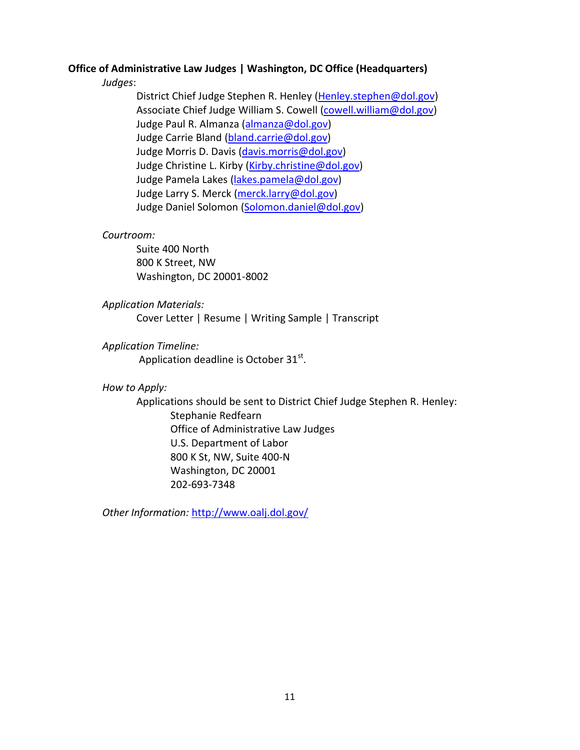**Office of Administrative Law Judges | Washington, DC Office (Headquarters)**

*Judges*:

District Chief Judge Stephen R. Henley (Henley.stephen@dol.gov)
Associate Chief Judge William S. Cowell (cowell.william@dol.gov)
Judge Paul R. Almanza (almanza@dol.gov)
Judge Carrie Bland (bland.carrie@dol.gov)
Judge Morris D. Davis (davis.morris@dol.gov)
Judge Christine L. Kirby (Kirby.christine@dol.gov)
Judge Pamela Lakes (lakes.pamela@dol.gov)
Judge Larry S. Merck (merck.larry@dol.gov)
Judge Daniel Solomon (Solomon.daniel@dol.gov)

*Courtroom:*

Suite 400 North
800 K Street, NW
Washington, DC 20001-8002

*Application Materials:*

Cover Letter | Resume | Writing Sample | Transcript

*Application Timeline:*

Application deadline is October 31st.

*How to Apply:*

Applications should be sent to District Chief Judge Stephen R. Henley:

Stephanie Redfearn
Office of Administrative Law Judges
U.S. Department of Labor
800 K St, NW, Suite 400-N
Washington, DC 20001
202-693-7348

*Other Information:* http://www.oalj.dol.gov/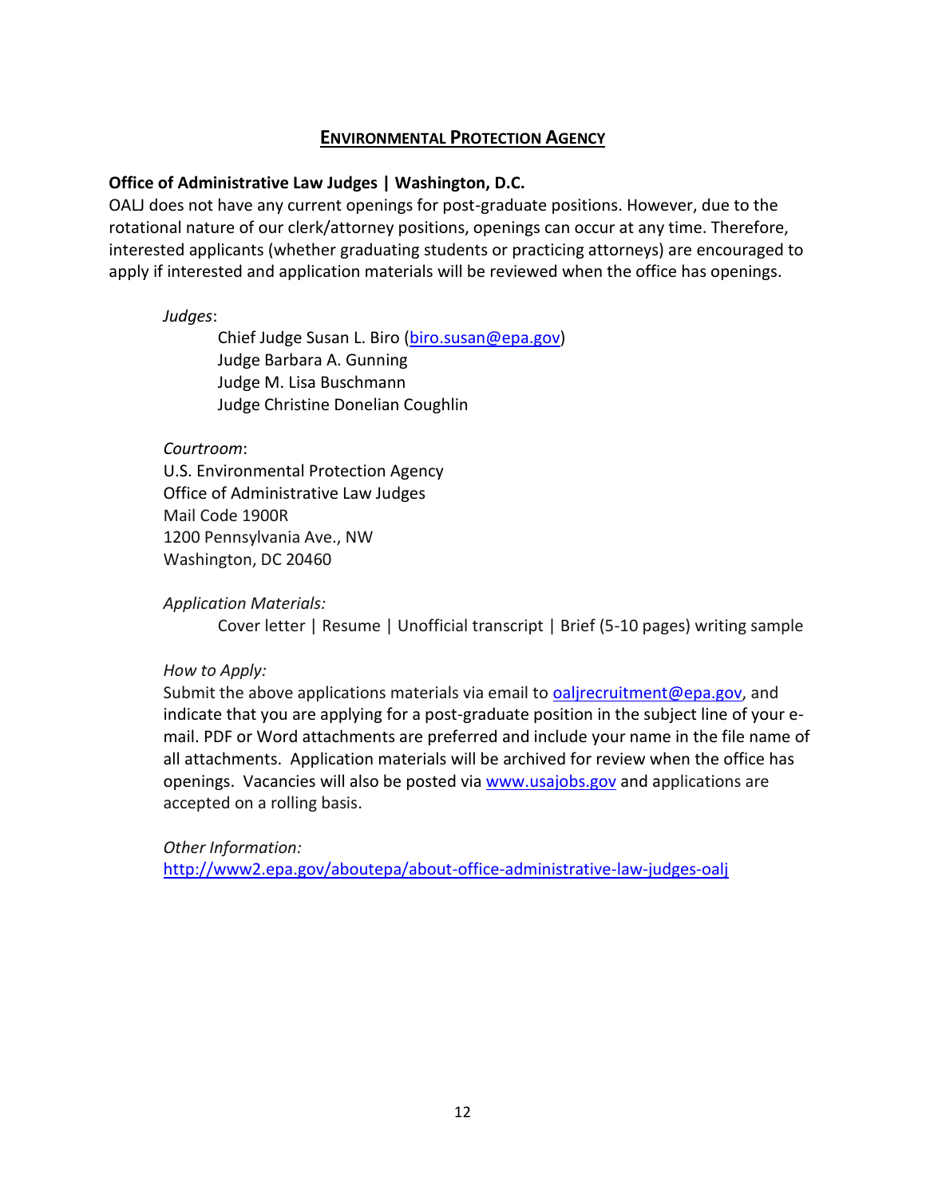## ENVIRONMENTAL PROTECTION AGENCY

**Office of Administrative Law Judges | Washington, D.C.**

OALJ does not have any current openings for post-graduate positions. However, due to the rotational nature of our clerk/attorney positions, openings can occur at any time. Therefore, interested applicants (whether graduating students or practicing attorneys) are encouraged to apply if interested and application materials will be reviewed when the office has openings.

*Judges*:

Chief Judge Susan L. Biro (biro.susan@epa.gov)
Judge Barbara A. Gunning
Judge M. Lisa Buschmann
Judge Christine Donelian Coughlin

*Courtroom*:

U.S. Environmental Protection Agency
Office of Administrative Law Judges
Mail Code 1900R
1200 Pennsylvania Ave., NW
Washington, DC 20460

*Application Materials:*

Cover letter | Resume | Unofficial transcript | Brief (5-10 pages) writing sample

*How to Apply:*

Submit the above applications materials via email to oaljrecruitment@epa.gov, and indicate that you are applying for a post-graduate position in the subject line of your e-mail. PDF or Word attachments are preferred and include your name in the file name of all attachments. Application materials will be archived for review when the office has openings. Vacancies will also be posted via www.usajobs.gov and applications are accepted on a rolling basis.

*Other Information:*

http://www2.epa.gov/aboutepa/about-office-administrative-law-judges-oalj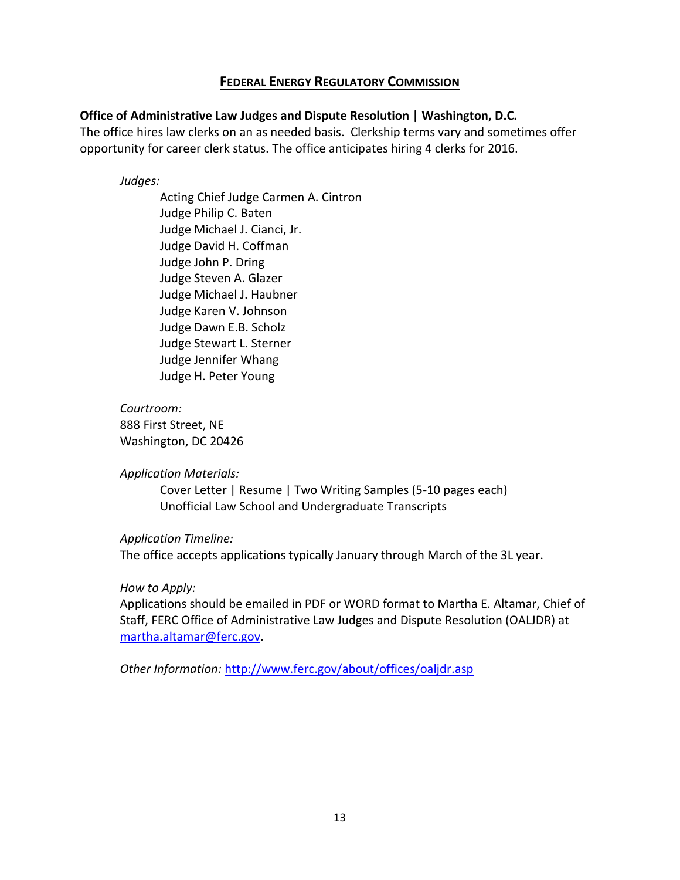## **FEDERAL ENERGY REGULATORY COMMISSION**

**Office of Administrative Law Judges and Dispute Resolution | Washington, D.C.**

The office hires law clerks on an as needed basis. Clerkship terms vary and sometimes offer opportunity for career clerk status. The office anticipates hiring 4 clerks for 2016.

*Judges:*

Acting Chief Judge Carmen A. Cintron
Judge Philip C. Baten
Judge Michael J. Cianci, Jr.
Judge David H. Coffman
Judge John P. Dring
Judge Steven A. Glazer
Judge Michael J. Haubner
Judge Karen V. Johnson
Judge Dawn E.B. Scholz
Judge Stewart L. Sterner
Judge Jennifer Whang
Judge H. Peter Young

*Courtroom:*

888 First Street, NE
Washington, DC 20426

*Application Materials:*

Cover Letter | Resume | Two Writing Samples (5-10 pages each)
Unofficial Law School and Undergraduate Transcripts

*Application Timeline:*

The office accepts applications typically January through March of the 3L year.

*How to Apply:*

Applications should be emailed in PDF or WORD format to Martha E. Altamar, Chief of Staff, FERC Office of Administrative Law Judges and Dispute Resolution (OALJDR) at martha.altamar@ferc.gov.

*Other Information:* http://www.ferc.gov/about/offices/oaljdr.asp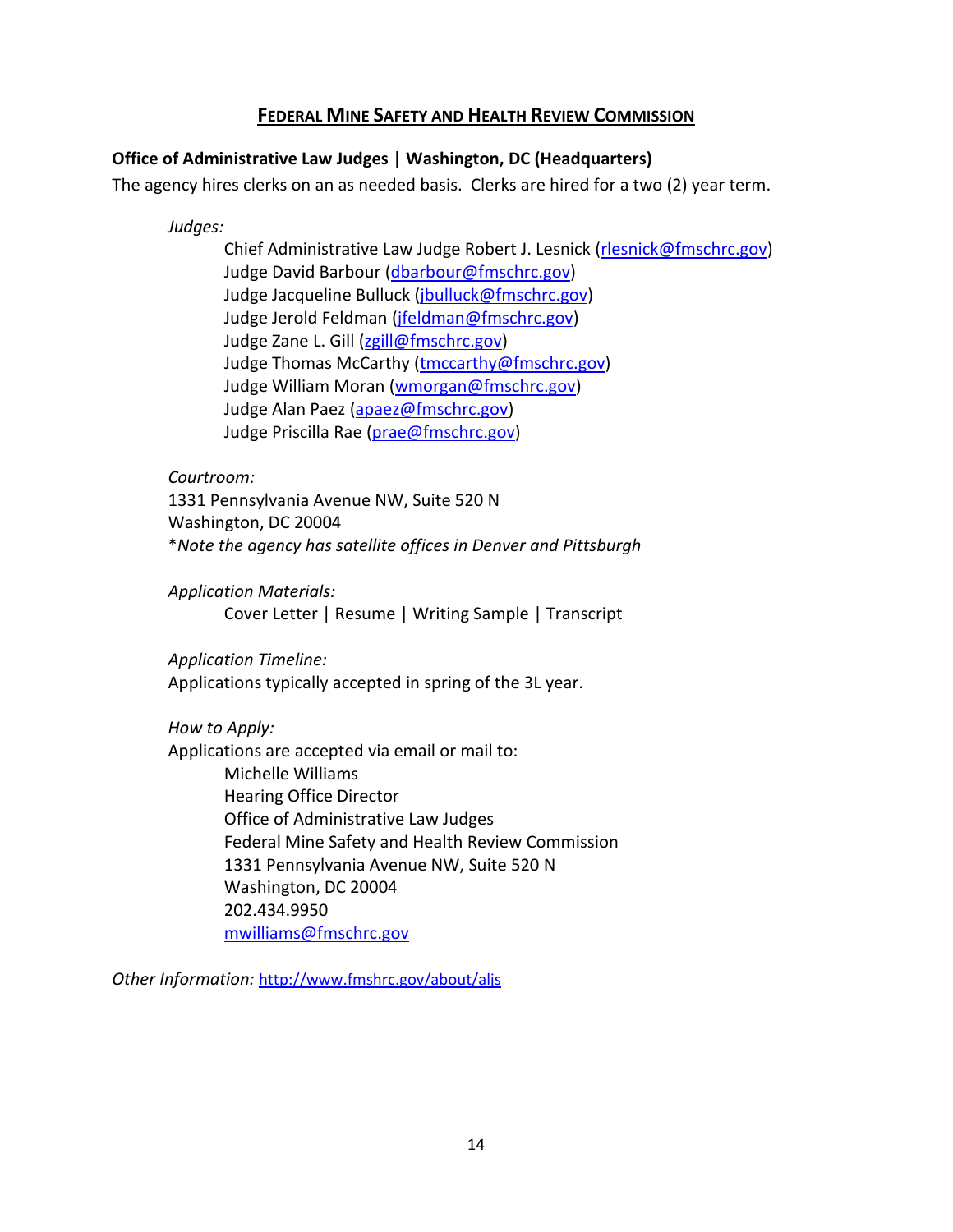## FEDERAL MINE SAFETY AND HEALTH REVIEW COMMISSION

**Office of Administrative Law Judges | Washington, DC (Headquarters)**

The agency hires clerks on an as needed basis. Clerks are hired for a two (2) year term.

*Judges:*

Chief Administrative Law Judge Robert J. Lesnick (rlesnick@fmschrc.gov)
Judge David Barbour (dbarbour@fmschrc.gov)
Judge Jacqueline Bulluck (jbulluck@fmschrc.gov)
Judge Jerold Feldman (jfeldman@fmschrc.gov)
Judge Zane L. Gill (zgill@fmschrc.gov)
Judge Thomas McCarthy (tmccarthy@fmschrc.gov)
Judge William Moran (wmorgan@fmschrc.gov)
Judge Alan Paez (apaez@fmschrc.gov)
Judge Priscilla Rae (prae@fmschrc.gov)

*Courtroom:*

1331 Pennsylvania Avenue NW, Suite 520 N
Washington, DC 20004
**Note the agency has satellite offices in Denver and Pittsburgh*

*Application Materials:*

Cover Letter | Resume | Writing Sample | Transcript

*Application Timeline:*

Applications typically accepted in spring of the 3L year.

*How to Apply:*

Applications are accepted via email or mail to:

Michelle Williams
Hearing Office Director
Office of Administrative Law Judges
Federal Mine Safety and Health Review Commission
1331 Pennsylvania Avenue NW, Suite 520 N
Washington, DC 20004
202.434.9950
mwilliams@fmschrc.gov

*Other Information:* http://www.fmshrc.gov/about/aljs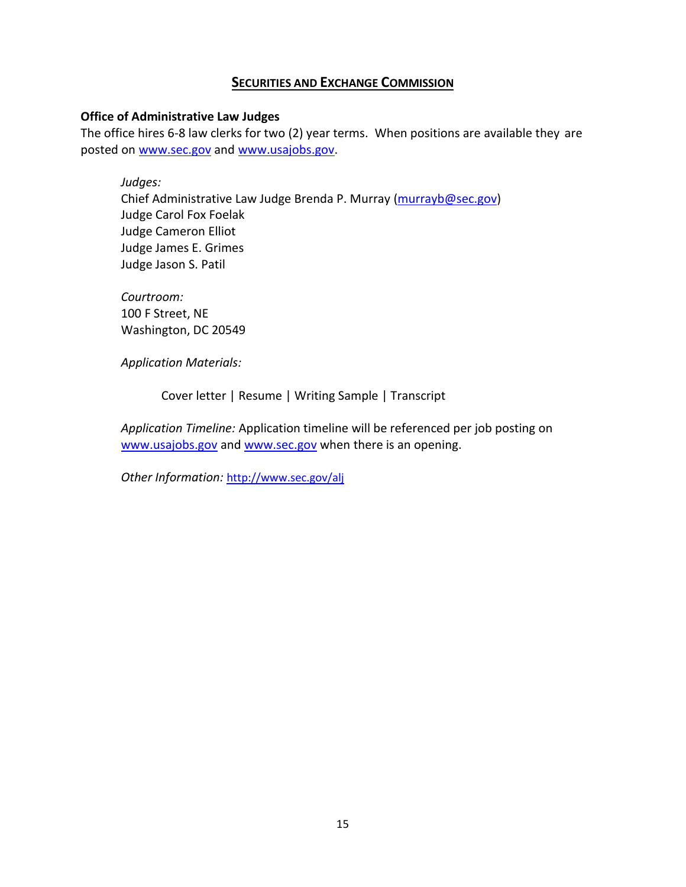## SECURITIES AND EXCHANGE COMMISSION

**Office of Administrative Law Judges**

The office hires 6-8 law clerks for two (2) year terms. When positions are available they are posted on www.sec.gov and www.usajobs.gov.

*Judges:*
Chief Administrative Law Judge Brenda P. Murray (murrayb@sec.gov)
Judge Carol Fox Foelak
Judge Cameron Elliot
Judge James E. Grimes
Judge Jason S. Patil

*Courtroom:*
100 F Street, NE
Washington, DC 20549

*Application Materials:*

Cover letter | Resume | Writing Sample | Transcript

*Application Timeline:* Application timeline will be referenced per job posting on www.usajobs.gov and www.sec.gov when there is an opening.

*Other Information:* http://www.sec.gov/alj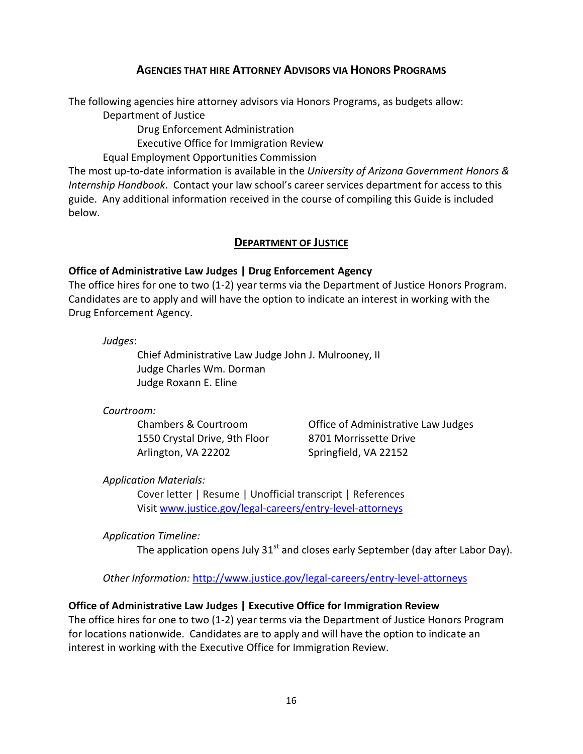## Agencies that hire Attorney Advisors via Honors Programs

The following agencies hire attorney advisors via Honors Programs, as budgets allow:

- Department of Justice
    - Drug Enforcement Administration
    - Executive Office for Immigration Review
- Equal Employment Opportunities Commission

The most up-to-date information is available in the *University of Arizona Government Honors & Internship Handbook*. Contact your law school's career services department for access to this guide. Any additional information received in the course of compiling this Guide is included below.

## Department of Justice

**Office of Administrative Law Judges | Drug Enforcement Agency**

The office hires for one to two (1-2) year terms via the Department of Justice Honors Program. Candidates are to apply and will have the option to indicate an interest in working with the Drug Enforcement Agency.

*Judges*:

Chief Administrative Law Judge John J. Mulrooney, II
Judge Charles Wm. Dorman
Judge Roxann E. Eline

*Courtroom:*

Chambers & Courtroom
1550 Crystal Drive, 9th Floor
Arlington, VA 22202

Office of Administrative Law Judges
8701 Morrissette Drive
Springfield, VA 22152

*Application Materials:*

Cover letter | Resume | Unofficial transcript | References
Visit www.justice.gov/legal-careers/entry-level-attorneys

*Application Timeline:*

The application opens July 31st and closes early September (day after Labor Day).

*Other Information:* http://www.justice.gov/legal-careers/entry-level-attorneys

**Office of Administrative Law Judges | Executive Office for Immigration Review**

The office hires for one to two (1-2) year terms via the Department of Justice Honors Program for locations nationwide. Candidates are to apply and will have the option to indicate an interest in working with the Executive Office for Immigration Review.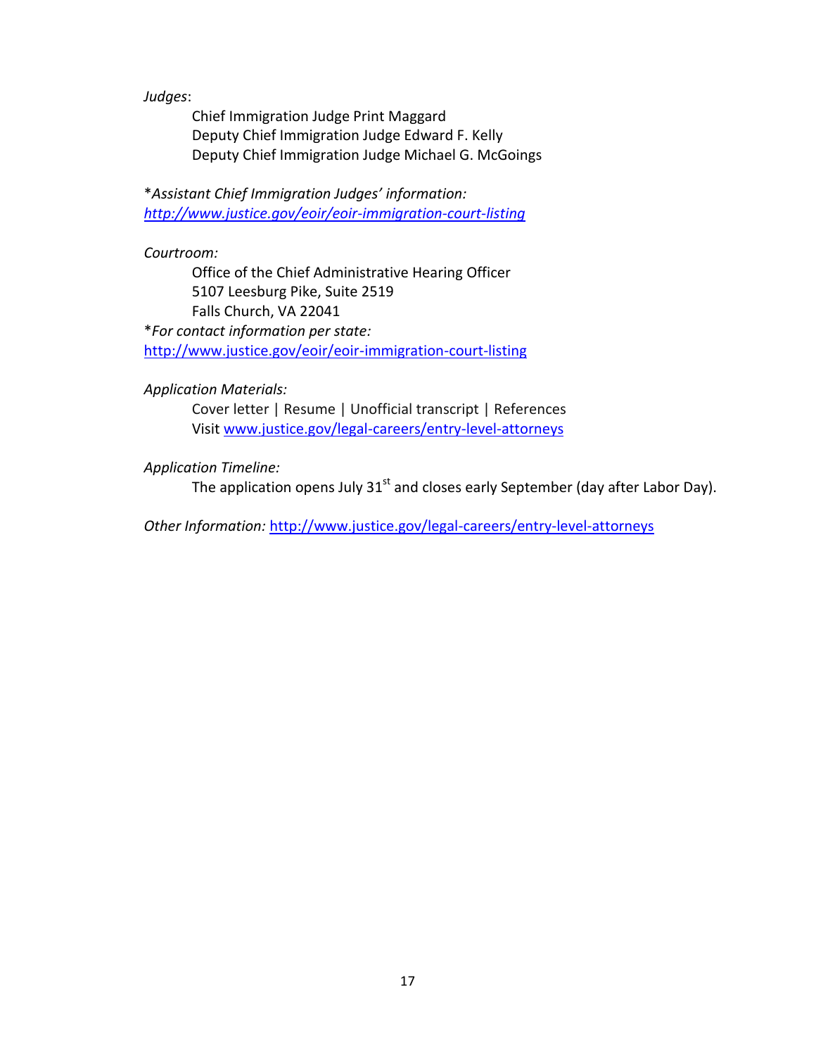*Judges*:

Chief Immigration Judge Print Maggard
Deputy Chief Immigration Judge Edward F. Kelly
Deputy Chief Immigration Judge Michael G. McGoings

**Assistant Chief Immigration Judges' information:*
*[http://www.justice.gov/eoir/eoir-immigration-court-listing](http://www.justice.gov/eoir/eoir-immigration-court-listing)*

*Courtroom:*

Office of the Chief Administrative Hearing Officer
5107 Leesburg Pike, Suite 2519
Falls Church, VA 22041

**For contact information per state:*
[http://www.justice.gov/eoir/eoir-immigration-court-listing](http://www.justice.gov/eoir/eoir-immigration-court-listing)

*Application Materials:*

Cover letter | Resume | Unofficial transcript | References
Visit [www.justice.gov/legal-careers/entry-level-attorneys](http://www.justice.gov/legal-careers/entry-level-attorneys)

*Application Timeline:*

The application opens July 31st and closes early September (day after Labor Day).

*Other Information:* [http://www.justice.gov/legal-careers/entry-level-attorneys](http://www.justice.gov/legal-careers/entry-level-attorneys)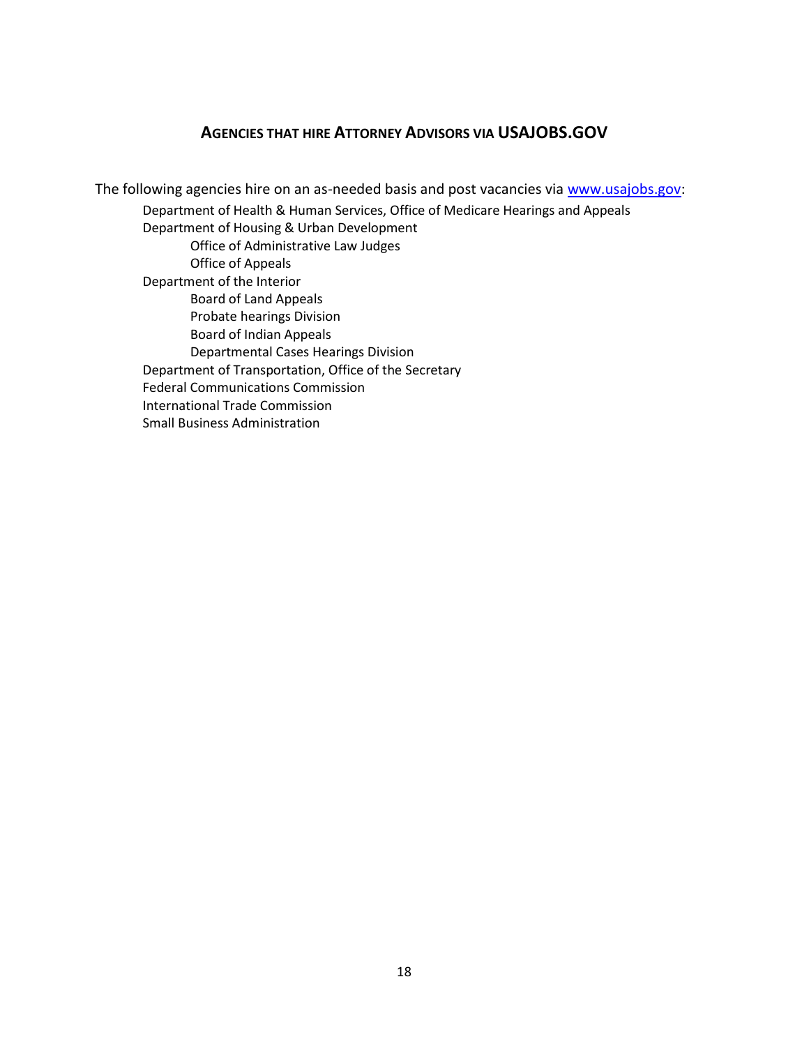## AGENCIES THAT HIRE ATTORNEY ADVISORS VIA USAJOBS.GOV

The following agencies hire on an as-needed basis and post vacancies via [www.usajobs.gov](http://www.usajobs.gov):

- Department of Health & Human Services, Office of Medicare Hearings and Appeals
- Department of Housing & Urban Development
  - Office of Administrative Law Judges
  - Office of Appeals
- Department of the Interior
  - Board of Land Appeals
  - Probate hearings Division
  - Board of Indian Appeals
  - Departmental Cases Hearings Division
- Department of Transportation, Office of the Secretary
- Federal Communications Commission
- International Trade Commission
- Small Business Administration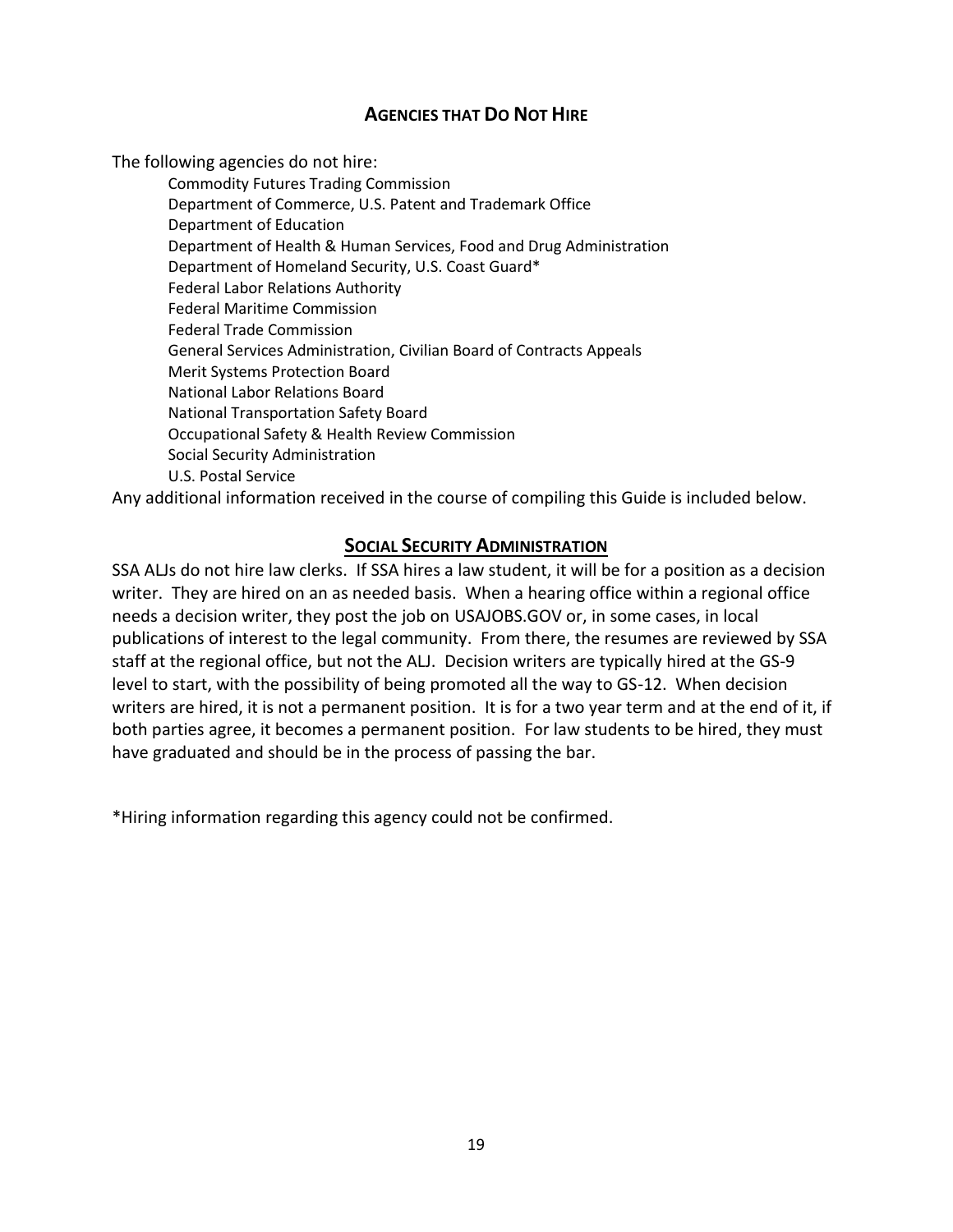## AGENCIES THAT DO NOT HIRE

The following agencies do not hire:

- Commodity Futures Trading Commission
- Department of Commerce, U.S. Patent and Trademark Office
- Department of Education
- Department of Health & Human Services, Food and Drug Administration
- Department of Homeland Security, U.S. Coast Guard*
- Federal Labor Relations Authority
- Federal Maritime Commission
- Federal Trade Commission
- General Services Administration, Civilian Board of Contracts Appeals
- Merit Systems Protection Board
- National Labor Relations Board
- National Transportation Safety Board
- Occupational Safety & Health Review Commission
- Social Security Administration
- U.S. Postal Service

Any additional information received in the course of compiling this Guide is included below.

## SOCIAL SECURITY ADMINISTRATION

SSA ALJs do not hire law clerks. If SSA hires a law student, it will be for a position as a decision writer. They are hired on an as needed basis. When a hearing office within a regional office needs a decision writer, they post the job on USAJOBS.GOV or, in some cases, in local publications of interest to the legal community. From there, the resumes are reviewed by SSA staff at the regional office, but not the ALJ. Decision writers are typically hired at the GS-9 level to start, with the possibility of being promoted all the way to GS-12. When decision writers are hired, it is not a permanent position. It is for a two year term and at the end of it, if both parties agree, it becomes a permanent position. For law students to be hired, they must have graduated and should be in the process of passing the bar.

*Hiring information regarding this agency could not be confirmed.